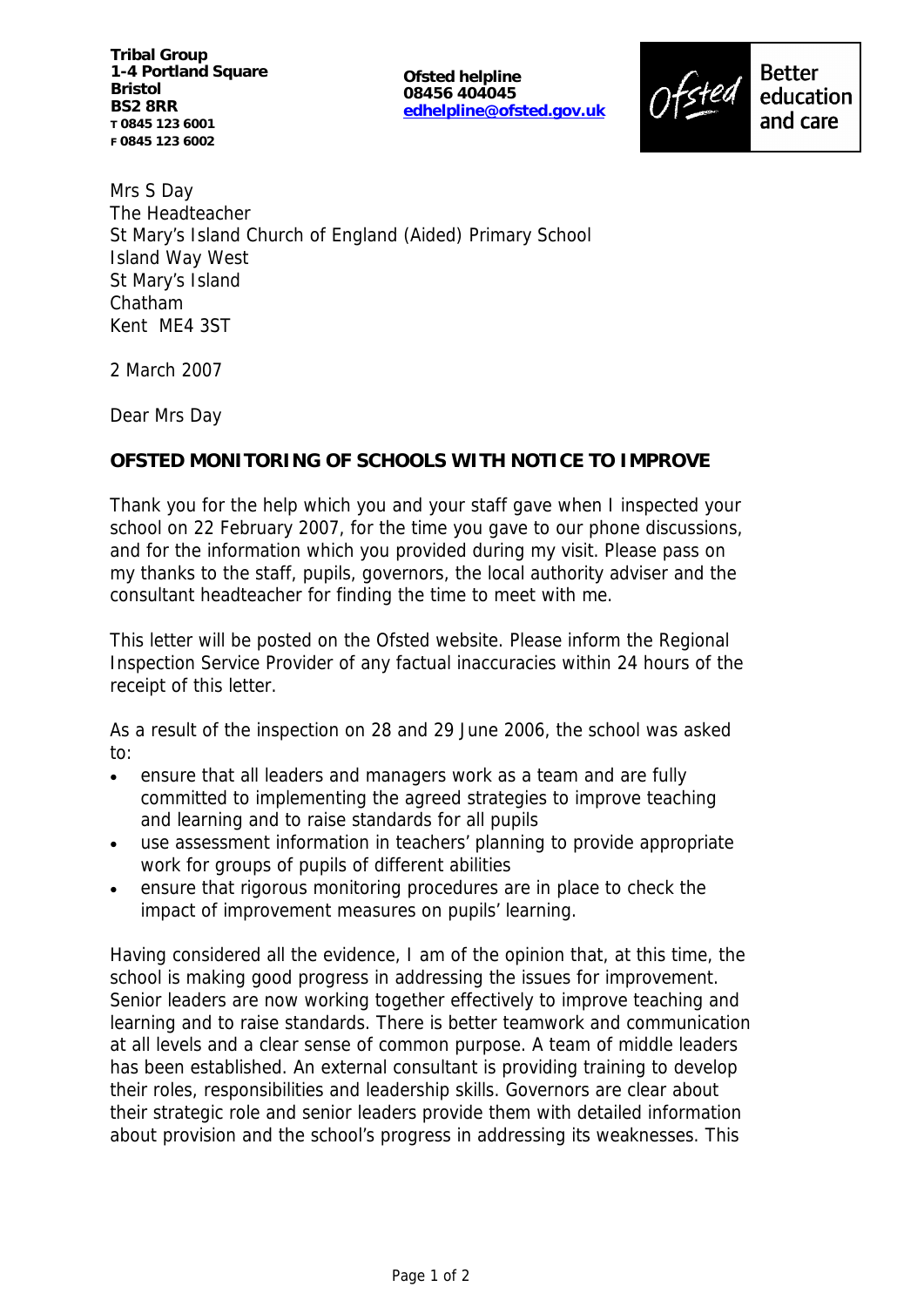**Tribal Group**
**1-4 Portland Square**
**Bristol**
**BS2 8RR**
**T 0845 123 6001**
**F 0845 123 6002**

**Ofsted helpline**
**08456 404045**
**edhelpline@ofsted.gov.uk**

Ofsted Better education and care

Mrs S Day
The Headteacher
St Mary's Island Church of England (Aided) Primary School
Island Way West
St Mary's Island
Chatham
Kent ME4 3ST

2 March 2007

Dear Mrs Day

**OFSTED MONITORING OF SCHOOLS WITH NOTICE TO IMPROVE**

Thank you for the help which you and your staff gave when I inspected your school on 22 February 2007, for the time you gave to our phone discussions, and for the information which you provided during my visit. Please pass on my thanks to the staff, pupils, governors, the local authority adviser and the consultant headteacher for finding the time to meet with me.

This letter will be posted on the Ofsted website. Please inform the Regional Inspection Service Provider of any factual inaccuracies within 24 hours of the receipt of this letter.

As a result of the inspection on 28 and 29 June 2006, the school was asked to:

- ensure that all leaders and managers work as a team and are fully committed to implementing the agreed strategies to improve teaching and learning and to raise standards for all pupils
- use assessment information in teachers' planning to provide appropriate work for groups of pupils of different abilities
- ensure that rigorous monitoring procedures are in place to check the impact of improvement measures on pupils' learning.

Having considered all the evidence, I am of the opinion that, at this time, the school is making good progress in addressing the issues for improvement. Senior leaders are now working together effectively to improve teaching and learning and to raise standards. There is better teamwork and communication at all levels and a clear sense of common purpose. A team of middle leaders has been established. An external consultant is providing training to develop their roles, responsibilities and leadership skills. Governors are clear about their strategic role and senior leaders provide them with detailed information about provision and the school's progress in addressing its weaknesses. This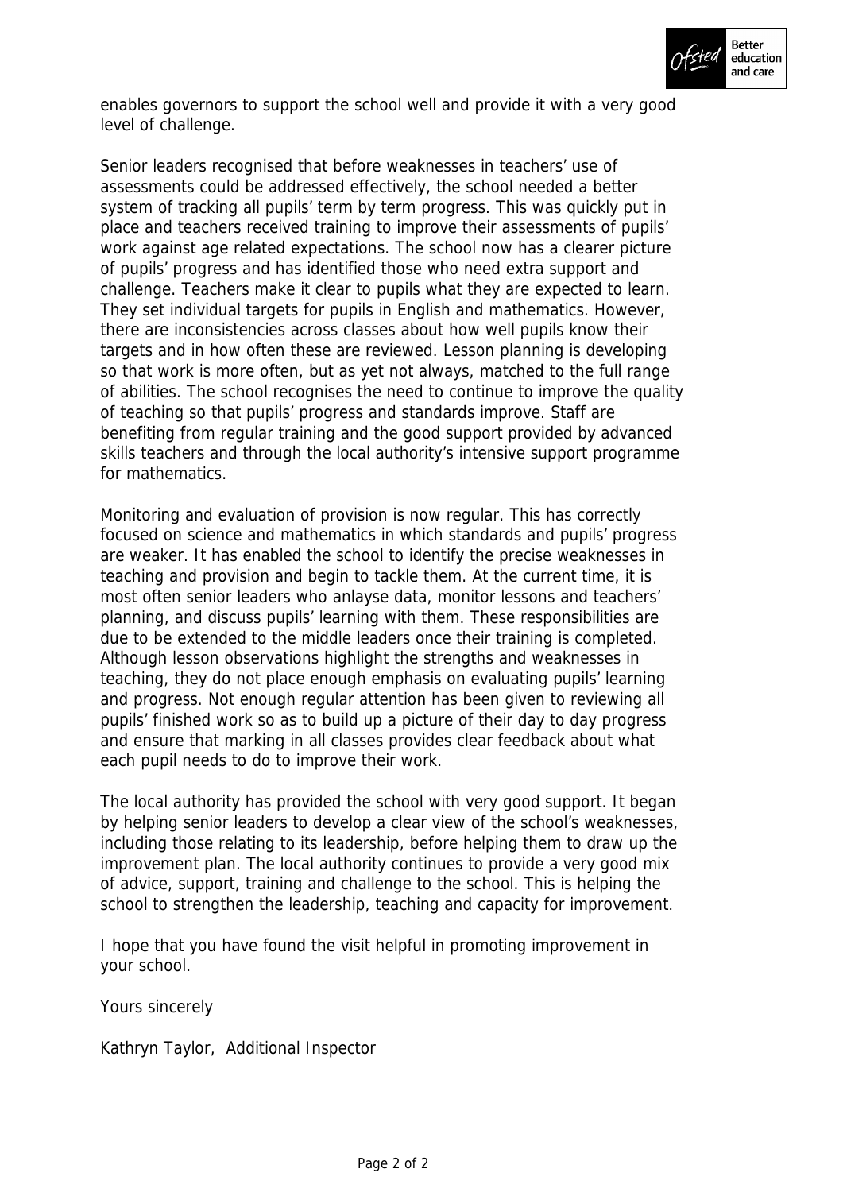enables governors to support the school well and provide it with a very good level of challenge.

Senior leaders recognised that before weaknesses in teachers' use of assessments could be addressed effectively, the school needed a better system of tracking all pupils' term by term progress. This was quickly put in place and teachers received training to improve their assessments of pupils' work against age related expectations. The school now has a clearer picture of pupils' progress and has identified those who need extra support and challenge. Teachers make it clear to pupils what they are expected to learn. They set individual targets for pupils in English and mathematics. However, there are inconsistencies across classes about how well pupils know their targets and in how often these are reviewed. Lesson planning is developing so that work is more often, but as yet not always, matched to the full range of abilities. The school recognises the need to continue to improve the quality of teaching so that pupils' progress and standards improve. Staff are benefiting from regular training and the good support provided by advanced skills teachers and through the local authority's intensive support programme for mathematics.

Monitoring and evaluation of provision is now regular. This has correctly focused on science and mathematics in which standards and pupils' progress are weaker. It has enabled the school to identify the precise weaknesses in teaching and provision and begin to tackle them. At the current time, it is most often senior leaders who anlayse data, monitor lessons and teachers' planning, and discuss pupils' learning with them. These responsibilities are due to be extended to the middle leaders once their training is completed. Although lesson observations highlight the strengths and weaknesses in teaching, they do not place enough emphasis on evaluating pupils' learning and progress. Not enough regular attention has been given to reviewing all pupils' finished work so as to build up a picture of their day to day progress and ensure that marking in all classes provides clear feedback about what each pupil needs to do to improve their work.

The local authority has provided the school with very good support. It began by helping senior leaders to develop a clear view of the school's weaknesses, including those relating to its leadership, before helping them to draw up the improvement plan. The local authority continues to provide a very good mix of advice, support, training and challenge to the school. This is helping the school to strengthen the leadership, teaching and capacity for improvement.

I hope that you have found the visit helpful in promoting improvement in your school.

Yours sincerely

Kathryn Taylor, Additional Inspector